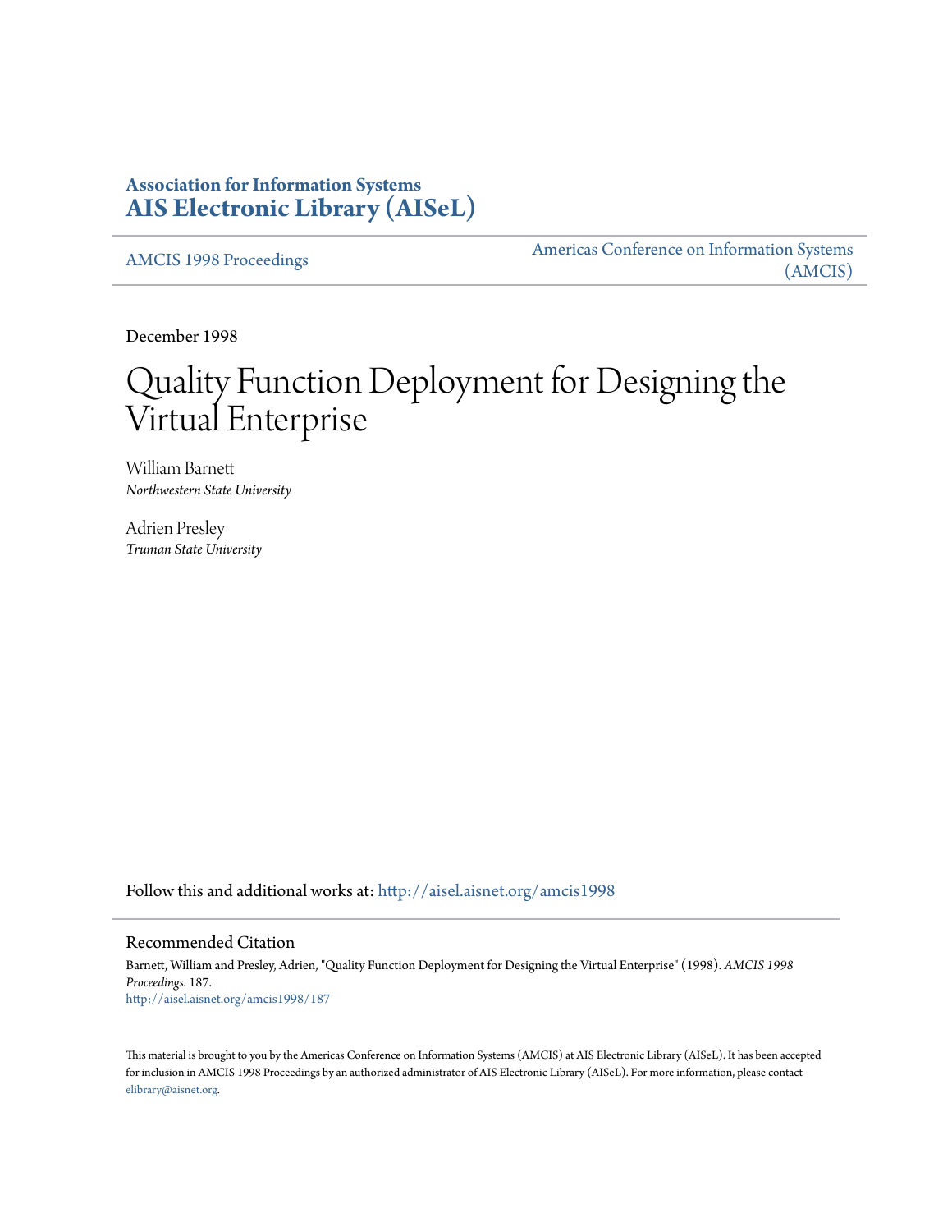**Association for Information Systems**
**AIS Electronic Library (AISeL)**

AMCIS 1998 Proceedings

Americas Conference on Information Systems (AMCIS)

December 1998

# Quality Function Deployment for Designing the Virtual Enterprise

William Barnett
*Northwestern State University*

Adrien Presley
*Truman State University*

Follow this and additional works at: http://aisel.aisnet.org/amcis1998

## Recommended Citation

Barnett, William and Presley, Adrien, "Quality Function Deployment for Designing the Virtual Enterprise" (1998). *AMCIS 1998 Proceedings*. 187.
http://aisel.aisnet.org/amcis1998/187

This material is brought to you by the Americas Conference on Information Systems (AMCIS) at AIS Electronic Library (AISeL). It has been accepted for inclusion in AMCIS 1998 Proceedings by an authorized administrator of AIS Electronic Library (AISeL). For more information, please contact elibrary@aisnet.org.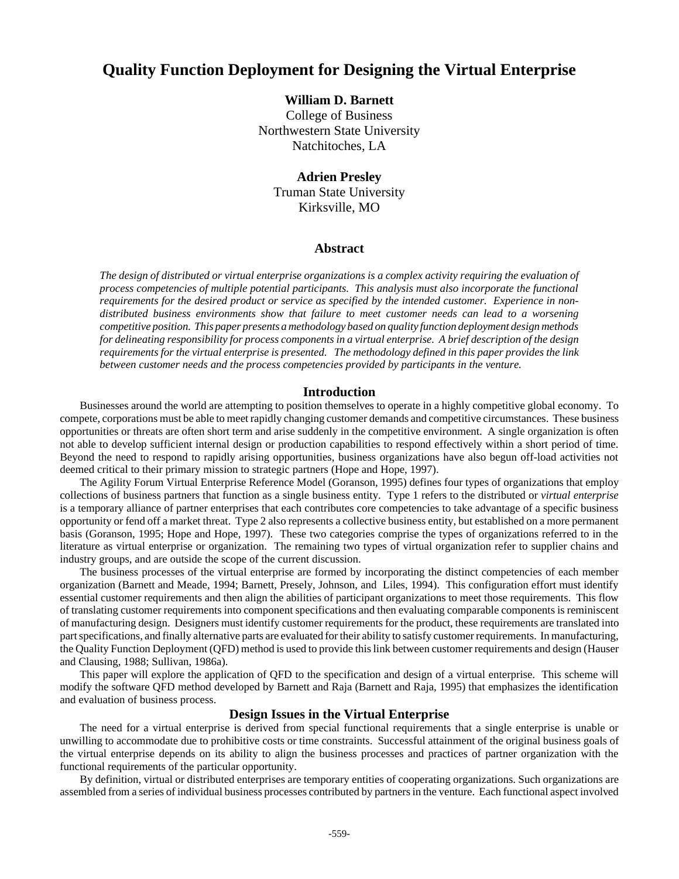# Quality Function Deployment for Designing the Virtual Enterprise

**William D. Barnett**
College of Business
Northwestern State University
Natchitoches, LA

**Adrien Presley**
Truman State University
Kirksville, MO

## Abstract

*The design of distributed or virtual enterprise organizations is a complex activity requiring the evaluation of process competencies of multiple potential participants. This analysis must also incorporate the functional requirements for the desired product or service as specified by the intended customer. Experience in non-distributed business environments show that failure to meet customer needs can lead to a worsening competitive position. This paper presents a methodology based on quality function deployment design methods for delineating responsibility for process components in a virtual enterprise. A brief description of the design requirements for the virtual enterprise is presented. The methodology defined in this paper provides the link between customer needs and the process competencies provided by participants in the venture.*

## Introduction

Businesses around the world are attempting to position themselves to operate in a highly competitive global economy. To compete, corporations must be able to meet rapidly changing customer demands and competitive circumstances. These business opportunities or threats are often short term and arise suddenly in the competitive environment. A single organization is often not able to develop sufficient internal design or production capabilities to respond effectively within a short period of time. Beyond the need to respond to rapidly arising opportunities, business organizations have also begun off-load activities not deemed critical to their primary mission to strategic partners (Hope and Hope, 1997).

The Agility Forum Virtual Enterprise Reference Model (Goranson, 1995) defines four types of organizations that employ collections of business partners that function as a single business entity. Type 1 refers to the distributed or *virtual enterprise* is a temporary alliance of partner enterprises that each contributes core competencies to take advantage of a specific business opportunity or fend off a market threat. Type 2 also represents a collective business entity, but established on a more permanent basis (Goranson, 1995; Hope and Hope, 1997). These two categories comprise the types of organizations referred to in the literature as virtual enterprise or organization. The remaining two types of virtual organization refer to supplier chains and industry groups, and are outside the scope of the current discussion.

The business processes of the virtual enterprise are formed by incorporating the distinct competencies of each member organization (Barnett and Meade, 1994; Barnett, Presely, Johnson, and Liles, 1994). This configuration effort must identify essential customer requirements and then align the abilities of participant organizations to meet those requirements. This flow of translating customer requirements into component specifications and then evaluating comparable components is reminiscent of manufacturing design. Designers must identify customer requirements for the product, these requirements are translated into part specifications, and finally alternative parts are evaluated for their ability to satisfy customer requirements. In manufacturing, the Quality Function Deployment (QFD) method is used to provide this link between customer requirements and design (Hauser and Clausing, 1988; Sullivan, 1986a).

This paper will explore the application of QFD to the specification and design of a virtual enterprise. This scheme will modify the software QFD method developed by Barnett and Raja (Barnett and Raja, 1995) that emphasizes the identification and evaluation of business process.

## Design Issues in the Virtual Enterprise

The need for a virtual enterprise is derived from special functional requirements that a single enterprise is unable or unwilling to accommodate due to prohibitive costs or time constraints. Successful attainment of the original business goals of the virtual enterprise depends on its ability to align the business processes and practices of partner organization with the functional requirements of the particular opportunity.

By definition, virtual or distributed enterprises are temporary entities of cooperating organizations. Such organizations are assembled from a series of individual business processes contributed by partners in the venture. Each functional aspect involved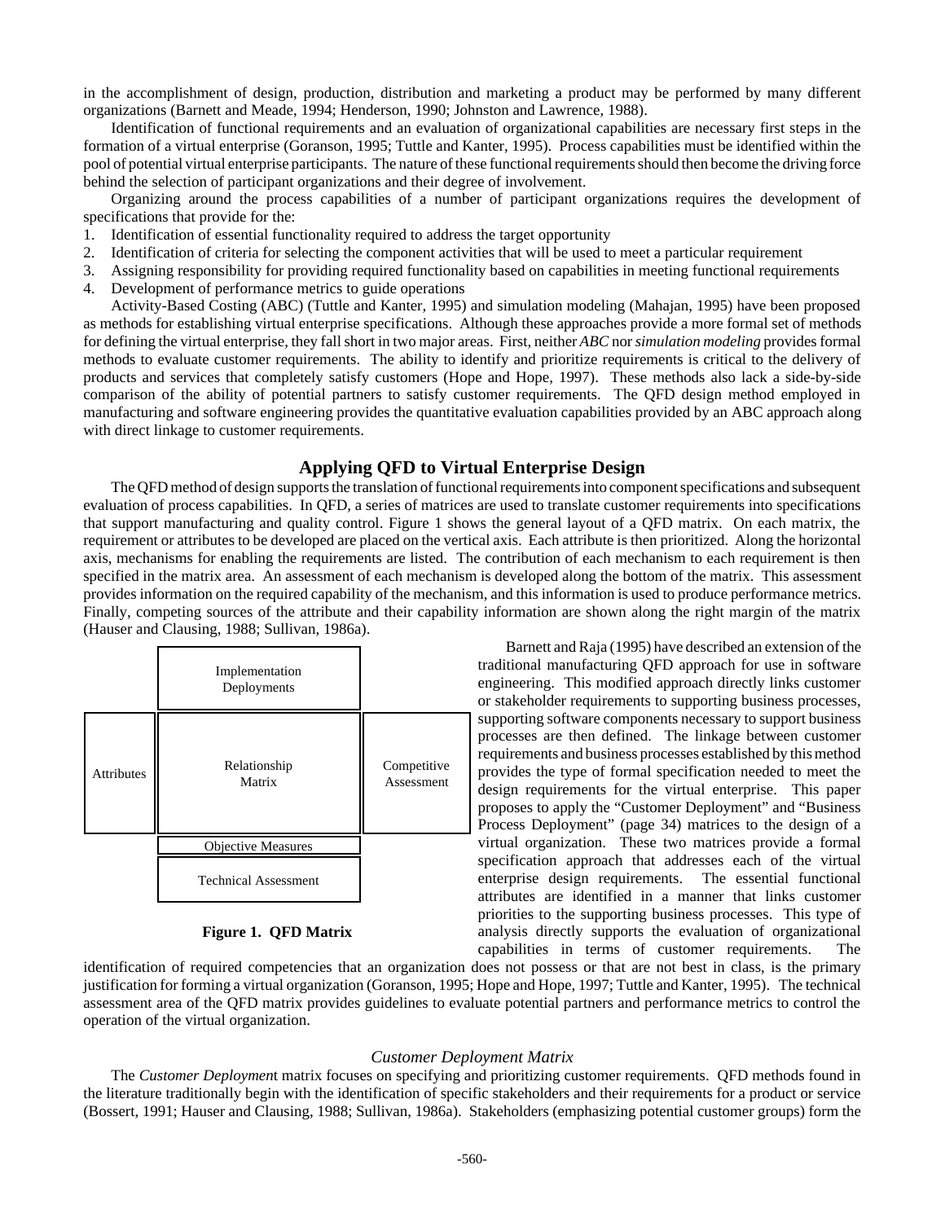in the accomplishment of design, production, distribution and marketing a product may be performed by many different organizations (Barnett and Meade, 1994; Henderson, 1990; Johnston and Lawrence, 1988).

Identification of functional requirements and an evaluation of organizational capabilities are necessary first steps in the formation of a virtual enterprise (Goranson, 1995; Tuttle and Kanter, 1995). Process capabilities must be identified within the pool of potential virtual enterprise participants. The nature of these functional requirements should then become the driving force behind the selection of participant organizations and their degree of involvement.

Organizing around the process capabilities of a number of participant organizations requires the development of specifications that provide for the:

1. Identification of essential functionality required to address the target opportunity
2. Identification of criteria for selecting the component activities that will be used to meet a particular requirement
3. Assigning responsibility for providing required functionality based on capabilities in meeting functional requirements
4. Development of performance metrics to guide operations

Activity-Based Costing (ABC) (Tuttle and Kanter, 1995) and simulation modeling (Mahajan, 1995) have been proposed as methods for establishing virtual enterprise specifications. Although these approaches provide a more formal set of methods for defining the virtual enterprise, they fall short in two major areas. First, neither *ABC* nor *simulation modeling* provides formal methods to evaluate customer requirements. The ability to identify and prioritize requirements is critical to the delivery of products and services that completely satisfy customers (Hope and Hope, 1997). These methods also lack a side-by-side comparison of the ability of potential partners to satisfy customer requirements. The QFD design method employed in manufacturing and software engineering provides the quantitative evaluation capabilities provided by an ABC approach along with direct linkage to customer requirements.

## Applying QFD to Virtual Enterprise Design

The QFD method of design supports the translation of functional requirements into component specifications and subsequent evaluation of process capabilities. In QFD, a series of matrices are used to translate customer requirements into specifications that support manufacturing and quality control. Figure 1 shows the general layout of a QFD matrix. On each matrix, the requirement or attributes to be developed are placed on the vertical axis. Each attribute is then prioritized. Along the horizontal axis, mechanisms for enabling the requirements are listed. The contribution of each mechanism to each requirement is then specified in the matrix area. An assessment of each mechanism is developed along the bottom of the matrix. This assessment provides information on the required capability of the mechanism, and this information is used to produce performance metrics. Finally, competing sources of the attribute and their capability information are shown along the right margin of the matrix (Hauser and Clausing, 1988; Sullivan, 1986a).

| | Implementation Deployments | |
|---|---|---|
| Attributes | Relationship Matrix | Competitive Assessment |
| | Objective Measures | |
| | Technical Assessment | |

**Figure 1. QFD Matrix**

Barnett and Raja (1995) have described an extension of the traditional manufacturing QFD approach for use in software engineering. This modified approach directly links customer or stakeholder requirements to supporting business processes, supporting software components necessary to support business processes are then defined. The linkage between customer requirements and business processes established by this method provides the type of formal specification needed to meet the design requirements for the virtual enterprise. This paper proposes to apply the "Customer Deployment" and "Business Process Deployment" (page 34) matrices to the design of a virtual organization. These two matrices provide a formal specification approach that addresses each of the virtual enterprise design requirements. The essential functional attributes are identified in a manner that links customer priorities to the supporting business processes. This type of analysis directly supports the evaluation of organizational capabilities in terms of customer requirements. The identification of required competencies that an organization does not possess or that are not best in class, is the primary justification for forming a virtual organization (Goranson, 1995; Hope and Hope, 1997; Tuttle and Kanter, 1995). The technical assessment area of the QFD matrix provides guidelines to evaluate potential partners and performance metrics to control the operation of the virtual organization.

### *Customer Deployment Matrix*

The *Customer Deploymen*t matrix focuses on specifying and prioritizing customer requirements. QFD methods found in the literature traditionally begin with the identification of specific stakeholders and their requirements for a product or service (Bossert, 1991; Hauser and Clausing, 1988; Sullivan, 1986a). Stakeholders (emphasizing potential customer groups) form the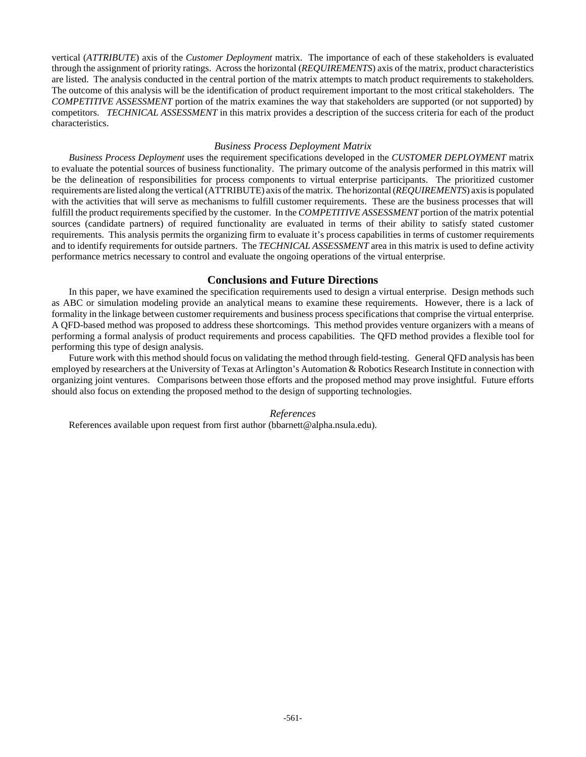vertical (*ATTRIBUTE*) axis of the *Customer Deployment* matrix. The importance of each of these stakeholders is evaluated through the assignment of priority ratings. Across the horizontal (*REQUIREMENTS*) axis of the matrix, product characteristics are listed. The analysis conducted in the central portion of the matrix attempts to match product requirements to stakeholders. The outcome of this analysis will be the identification of product requirement important to the most critical stakeholders. The *COMPETITIVE ASSESSMENT* portion of the matrix examines the way that stakeholders are supported (or not supported) by competitors. *TECHNICAL ASSESSMENT* in this matrix provides a description of the success criteria for each of the product characteristics.

### *Business Process Deployment Matrix*

*Business Process Deployment* uses the requirement specifications developed in the *CUSTOMER DEPLOYMENT* matrix to evaluate the potential sources of business functionality. The primary outcome of the analysis performed in this matrix will be the delineation of responsibilities for process components to virtual enterprise participants. The prioritized customer requirements are listed along the vertical (ATTRIBUTE) axis of the matrix. The horizontal (*REQUIREMENTS*) axis is populated with the activities that will serve as mechanisms to fulfill customer requirements. These are the business processes that will fulfill the product requirements specified by the customer. In the *COMPETITIVE ASSESSMENT* portion of the matrix potential sources (candidate partners) of required functionality are evaluated in terms of their ability to satisfy stated customer requirements. This analysis permits the organizing firm to evaluate it's process capabilities in terms of customer requirements and to identify requirements for outside partners. The *TECHNICAL ASSESSMENT* area in this matrix is used to define activity performance metrics necessary to control and evaluate the ongoing operations of the virtual enterprise.

## Conclusions and Future Directions

In this paper, we have examined the specification requirements used to design a virtual enterprise. Design methods such as ABC or simulation modeling provide an analytical means to examine these requirements. However, there is a lack of formality in the linkage between customer requirements and business process specifications that comprise the virtual enterprise. A QFD-based method was proposed to address these shortcomings. This method provides venture organizers with a means of performing a formal analysis of product requirements and process capabilities. The QFD method provides a flexible tool for performing this type of design analysis.

Future work with this method should focus on validating the method through field-testing. General QFD analysis has been employed by researchers at the University of Texas at Arlington's Automation & Robotics Research Institute in connection with organizing joint ventures. Comparisons between those efforts and the proposed method may prove insightful. Future efforts should also focus on extending the proposed method to the design of supporting technologies.

### *References*

References available upon request from first author (bbarnett@alpha.nsula.edu).